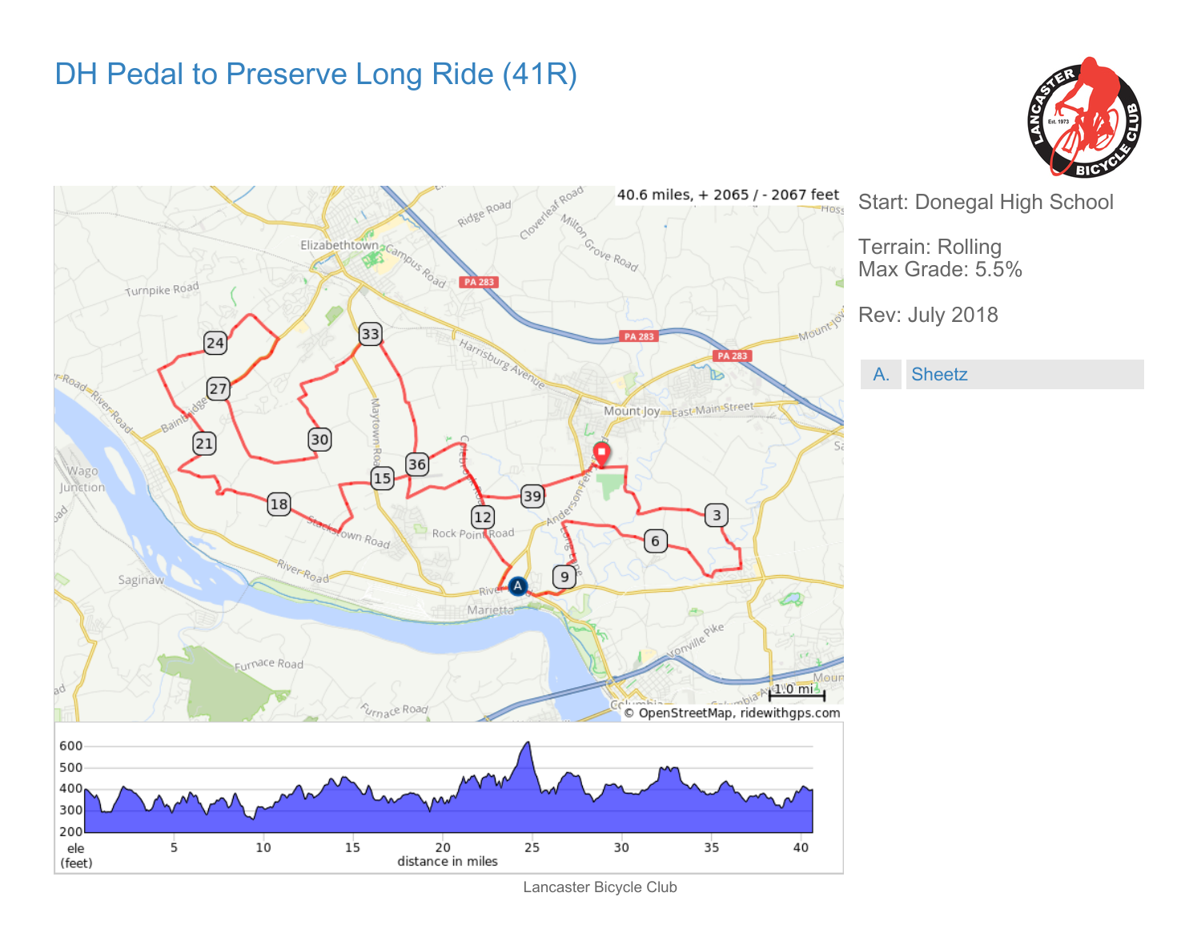# DH Pedal to Preserve Long Ride (41R)

40.6 miles, + 2065 / - 2067 feet

Start: Donegal High School

Terrain: Rolling
Max Grade: 5.5%

Rev: July 2018

| A. | Sheetz |
| --- | --- |

© OpenStreetMap, ridewithgps.com

Lancaster Bicycle Club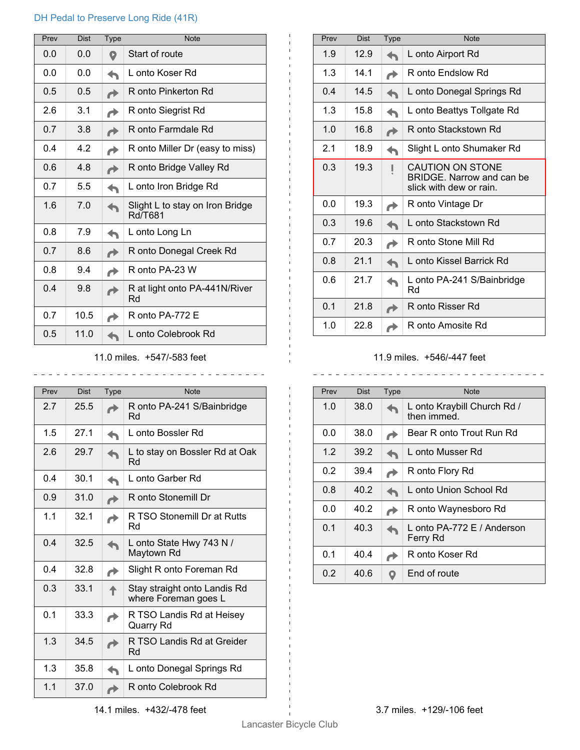## DH Pedal to Preserve Long Ride (41R)

| Prev | Dist | Type | Note |
|---|---|---|---|
| 0.0 | 0.0 | | Start of route |
| 0.0 | 0.0 | | L onto Koser Rd |
| 0.5 | 0.5 | | R onto Pinkerton Rd |
| 2.6 | 3.1 | | R onto Siegrist Rd |
| 0.7 | 3.8 | | R onto Farmdale Rd |
| 0.4 | 4.2 | | R onto Miller Dr (easy to miss) |
| 0.6 | 4.8 | | R onto Bridge Valley Rd |
| 0.7 | 5.5 | | L onto Iron Bridge Rd |
| 1.6 | 7.0 | | Slight L to stay on Iron Bridge Rd/T681 |
| 0.8 | 7.9 | | L onto Long Ln |
| 0.7 | 8.6 | | R onto Donegal Creek Rd |
| 0.8 | 9.4 | | R onto PA-23 W |
| 0.4 | 9.8 | | R at light onto PA-441N/River Rd |
| 0.7 | 10.5 | | R onto PA-772 E |
| 0.5 | 11.0 | | L onto Colebrook Rd |

11.0 miles. +547/-583 feet

| Prev | Dist | Type | Note |
|---|---|---|---|
| 1.9 | 12.9 | | L onto Airport Rd |
| 1.3 | 14.1 | | R onto Endslow Rd |
| 0.4 | 14.5 | | L onto Donegal Springs Rd |
| 1.3 | 15.8 | | L onto Beattys Tollgate Rd |
| 1.0 | 16.8 | | R onto Stackstown Rd |
| 2.1 | 18.9 | | Slight L onto Shumaker Rd |
| 0.3 | 19.3 | ! | CAUTION ON STONE BRIDGE. Narrow and can be slick with dew or rain. |
| 0.0 | 19.3 | | R onto Vintage Dr |
| 0.3 | 19.6 | | L onto Stackstown Rd |
| 0.7 | 20.3 | | R onto Stone Mill Rd |
| 0.8 | 21.1 | | L onto Kissel Barrick Rd |
| 0.6 | 21.7 | | L onto PA-241 S/Bainbridge Rd |
| 0.1 | 21.8 | | R onto Risser Rd |
| 1.0 | 22.8 | | R onto Amosite Rd |

11.9 miles. +546/-447 feet

| Prev | Dist | Type | Note |
|---|---|---|---|
| 2.7 | 25.5 | | R onto PA-241 S/Bainbridge Rd |
| 1.5 | 27.1 | | L onto Bossler Rd |
| 2.6 | 29.7 | | L to stay on Bossler Rd at Oak Rd |
| 0.4 | 30.1 | | L onto Garber Rd |
| 0.9 | 31.0 | | R onto Stonemill Dr |
| 1.1 | 32.1 | | R TSO Stonemill Dr at Rutts Rd |
| 0.4 | 32.5 | | L onto State Hwy 743 N / Maytown Rd |
| 0.4 | 32.8 | | Slight R onto Foreman Rd |
| 0.3 | 33.1 | | Stay straight onto Landis Rd where Foreman goes L |
| 0.1 | 33.3 | | R TSO Landis Rd at Heisey Quarry Rd |
| 1.3 | 34.5 | | R TSO Landis Rd at Greider Rd |
| 1.3 | 35.8 | | L onto Donegal Springs Rd |
| 1.1 | 37.0 | | R onto Colebrook Rd |

14.1 miles. +432/-478 feet

| Prev | Dist | Type | Note |
|---|---|---|---|
| 1.0 | 38.0 | | L onto Kraybill Church Rd / then immed. |
| 0.0 | 38.0 | | Bear R onto Trout Run Rd |
| 1.2 | 39.2 | | L onto Musser Rd |
| 0.2 | 39.4 | | R onto Flory Rd |
| 0.8 | 40.2 | | L onto Union School Rd |
| 0.0 | 40.2 | | R onto Waynesboro Rd |
| 0.1 | 40.3 | | L onto PA-772 E / Anderson Ferry Rd |
| 0.1 | 40.4 | | R onto Koser Rd |
| 0.2 | 40.6 | | End of route |

3.7 miles. +129/-106 feet

Lancaster Bicycle Club